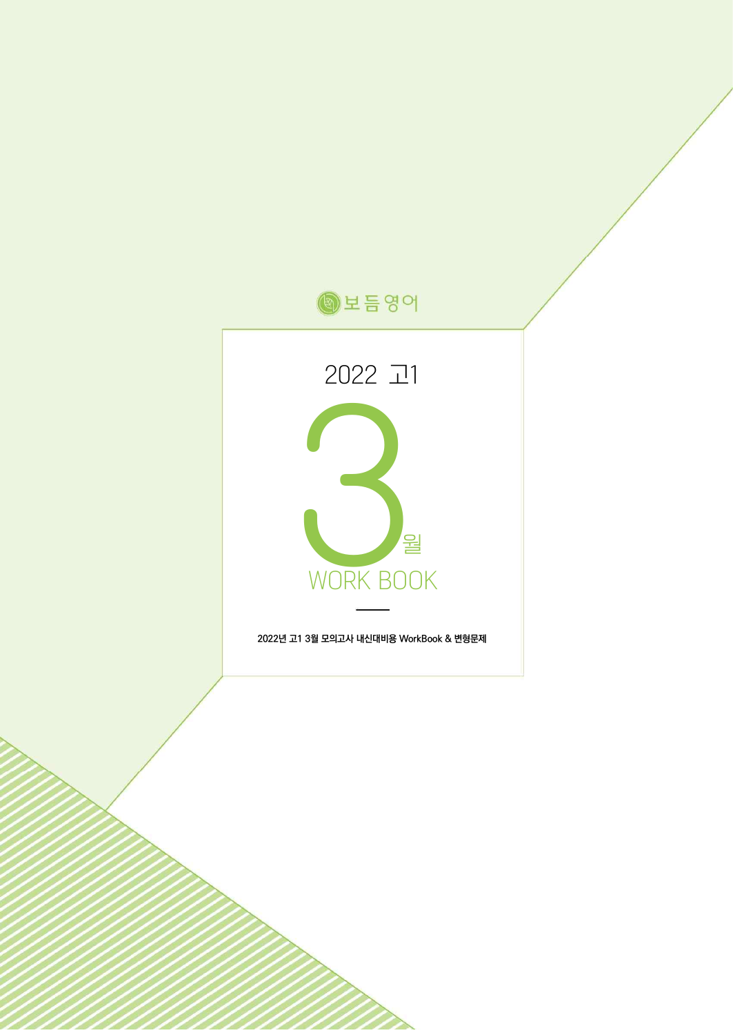보듬영어

# 2022 고1

# 3월

# WORK BOOK

2022년 고1 3월 모의고사 내신대비용 WorkBook & 변형문제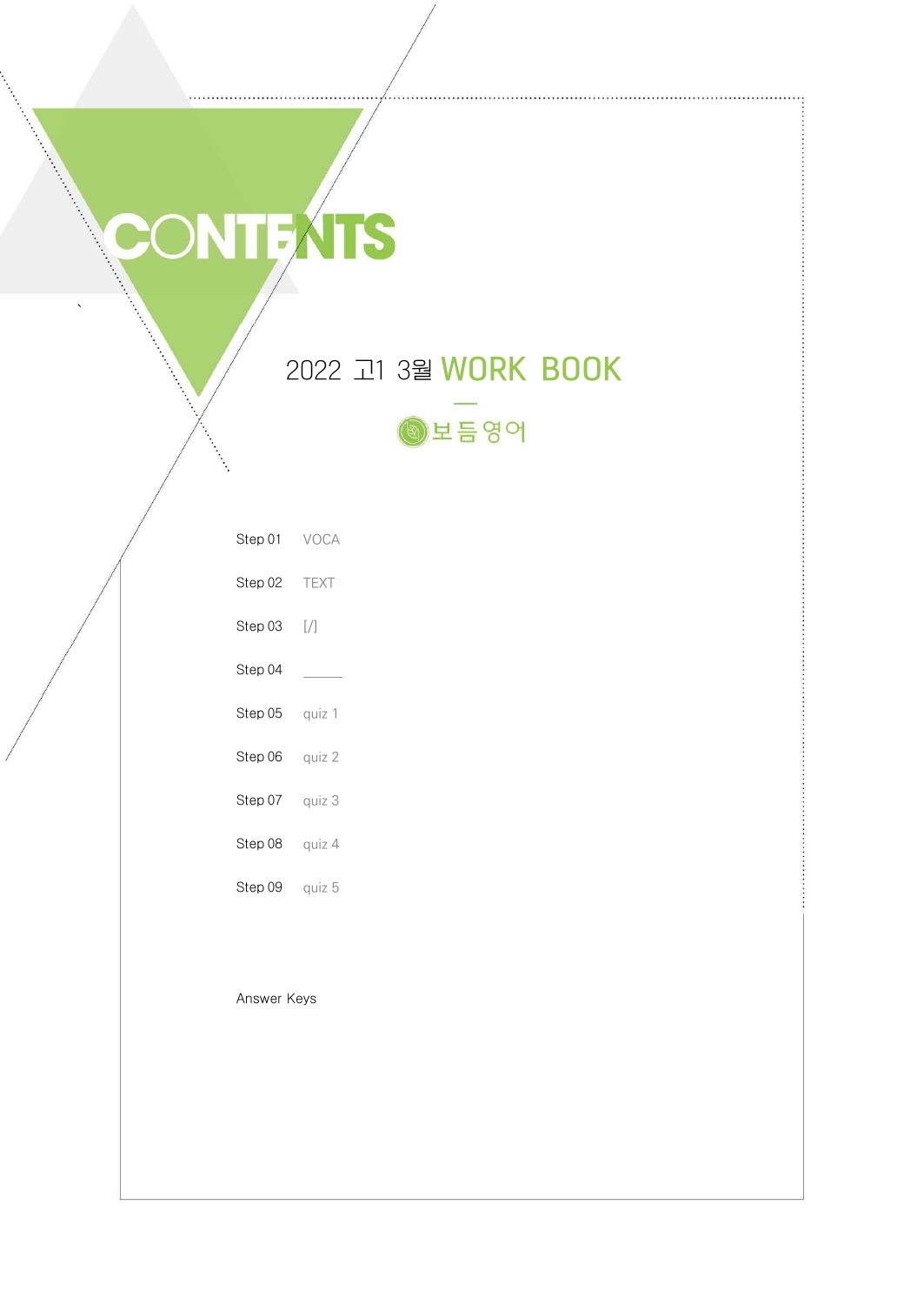# CONTENTS

## 2022 고1 3월 WORK BOOK

—

보듬영어

| | |
|---|---|
| Step 01 | VOCA |
| Step 02 | TEXT |
| Step 03 | [/] |
| Step 04 | ______ |
| Step 05 | quiz 1 |
| Step 06 | quiz 2 |
| Step 07 | quiz 3 |
| Step 08 | quiz 4 |
| Step 09 | quiz 5 |

Answer Keys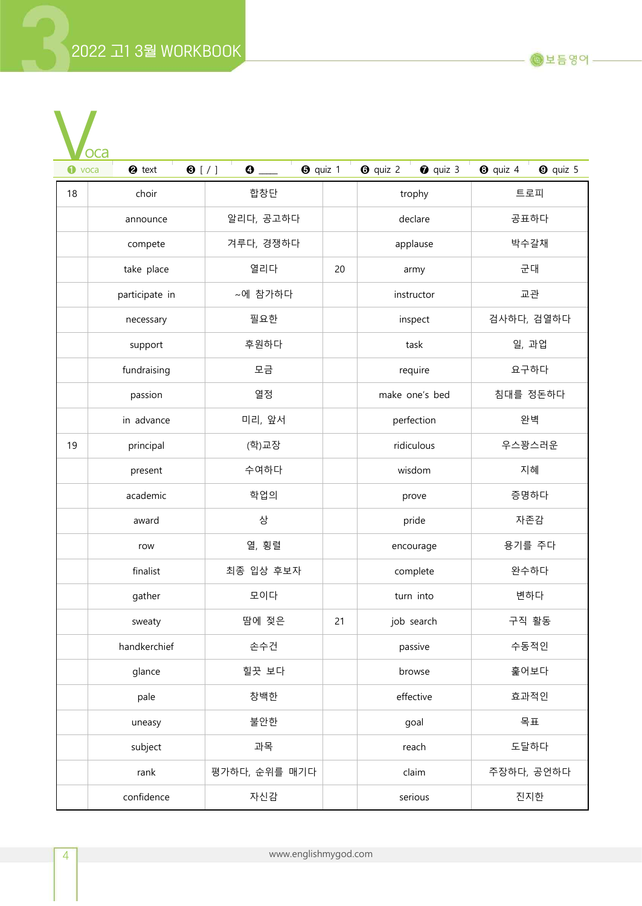# Voca

❶ voca | ❷ text | ❸ [ / ] | ❹ ____ | ❺ quiz 1 | ❻ quiz 2 | ❼ quiz 3 | ❽ quiz 4 | ❾ quiz 5

| | | | | | |
|---|---|---|---|---|---|
| 18 | choir | 합창단 | | trophy | 트로피 |
| | announce | 알리다, 공고하다 | | declare | 공표하다 |
| | compete | 겨루다, 경쟁하다 | | applause | 박수갈채 |
| | take place | 열리다 | 20 | army | 군대 |
| | participate in | ~에 참가하다 | | instructor | 교관 |
| | necessary | 필요한 | | inspect | 검사하다, 검열하다 |
| | support | 후원하다 | | task | 일, 과업 |
| | fundraising | 모금 | | require | 요구하다 |
| | passion | 열정 | | make one's bed | 침대를 정돈하다 |
| | in advance | 미리, 앞서 | | perfection | 완벽 |
| 19 | principal | (학)교장 | | ridiculous | 우스꽝스러운 |
| | present | 수여하다 | | wisdom | 지혜 |
| | academic | 학업의 | | prove | 증명하다 |
| | award | 상 | | pride | 자존감 |
| | row | 열, 횡렬 | | encourage | 용기를 주다 |
| | finalist | 최종 입상 후보자 | | complete | 완수하다 |
| | gather | 모이다 | | turn into | 변하다 |
| | sweaty | 땀에 젖은 | 21 | job search | 구직 활동 |
| | handkerchief | 손수건 | | passive | 수동적인 |
| | glance | 힐끗 보다 | | browse | 훑어보다 |
| | pale | 창백한 | | effective | 효과적인 |
| | uneasy | 불안한 | | goal | 목표 |
| | subject | 과목 | | reach | 도달하다 |
| | rank | 평가하다, 순위를 매기다 | | claim | 주장하다, 공언하다 |
| | confidence | 자신감 | | serious | 진지한 |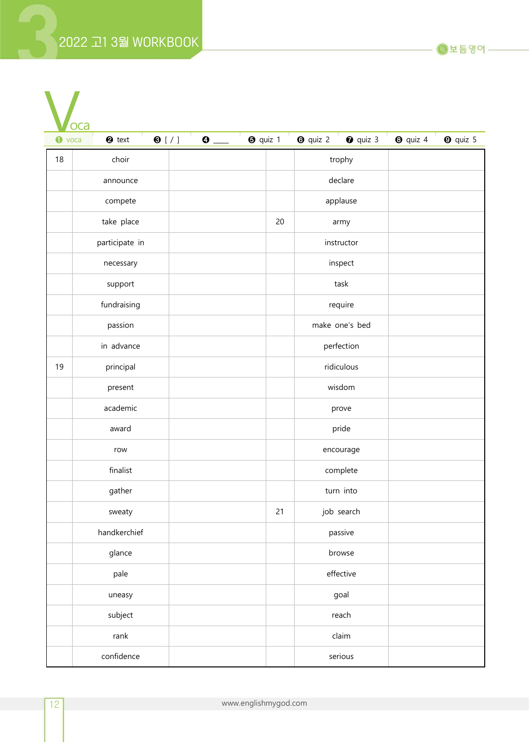# Voca

❶ voca | ❷ text | ❸ [ / ] | ❹ ____ | ❺ quiz 1 | ❻ quiz 2 | ❼ quiz 3 | ❽ quiz 4 | ❾ quiz 5

| | | | | | |
|---|---|---|---|---|---|
| 18 | choir | | | trophy | |
| | announce | | | declare | |
| | compete | | | applause | |
| | take place | | 20 | army | |
| | participate in | | | instructor | |
| | necessary | | | inspect | |
| | support | | | task | |
| | fundraising | | | require | |
| | passion | | | make one's bed | |
| | in advance | | | perfection | |
| 19 | principal | | | ridiculous | |
| | present | | | wisdom | |
| | academic | | | prove | |
| | award | | | pride | |
| | row | | | encourage | |
| | finalist | | | complete | |
| | gather | | | turn into | |
| | sweaty | | 21 | job search | |
| | handkerchief | | | passive | |
| | glance | | | browse | |
| | pale | | | effective | |
| | uneasy | | | goal | |
| | subject | | | reach | |
| | rank | | | claim | |
| | confidence | | | serious | |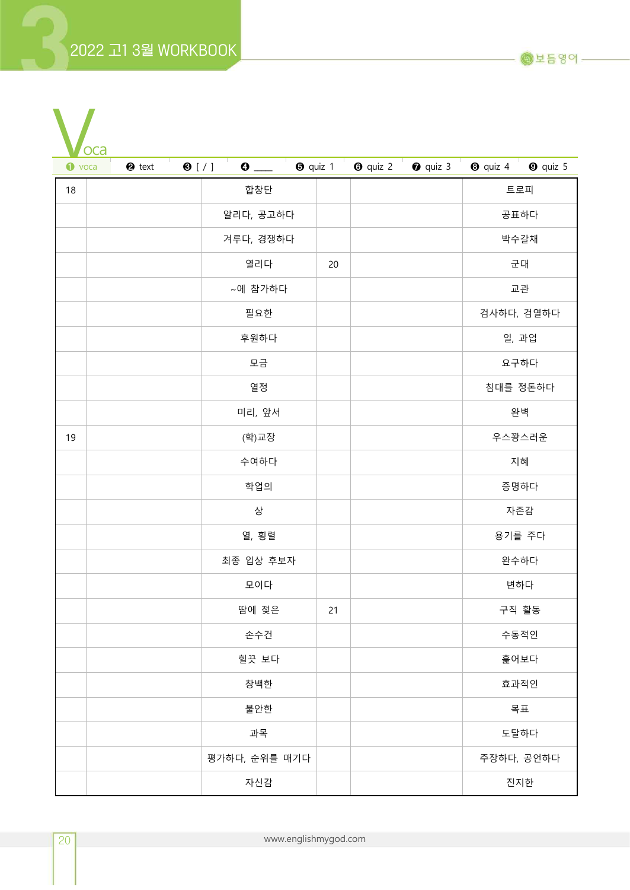# Voca

❶ voca | ❷ text | ❸ [ / ] | ❹ ____ | ❺ quiz 1 | ❻ quiz 2 | ❼ quiz 3 | ❽ quiz 4 | ❾ quiz 5

| | | | | | |
|---|---|---|---|---|---|
| 18 | | 합창단 | | | 트로피 |
| | | 알리다, 공고하다 | | | 공표하다 |
| | | 겨루다, 경쟁하다 | | | 박수갈채 |
| | | 열리다 | 20 | | 군대 |
| | | ~에 참가하다 | | | 교관 |
| | | 필요한 | | | 검사하다, 검열하다 |
| | | 후원하다 | | | 일, 과업 |
| | | 모금 | | | 요구하다 |
| | | 열정 | | | 침대를 정돈하다 |
| | | 미리, 앞서 | | | 완벽 |
| 19 | | (학)교장 | | | 우스꽝스러운 |
| | | 수여하다 | | | 지혜 |
| | | 학업의 | | | 증명하다 |
| | | 상 | | | 자존감 |
| | | 열, 횡렬 | | | 용기를 주다 |
| | | 최종 입상 후보자 | | | 완수하다 |
| | | 모이다 | | | 변하다 |
| | | 땀에 젖은 | 21 | | 구직 활동 |
| | | 손수건 | | | 수동적인 |
| | | 힐끗 보다 | | | 훑어보다 |
| | | 창백한 | | | 효과적인 |
| | | 불안한 | | | 목표 |
| | | 과목 | | | 도달하다 |
| | | 평가하다, 순위를 매기다 | | | 주장하다, 공언하다 |
| | | 자신감 | | | 진지한 |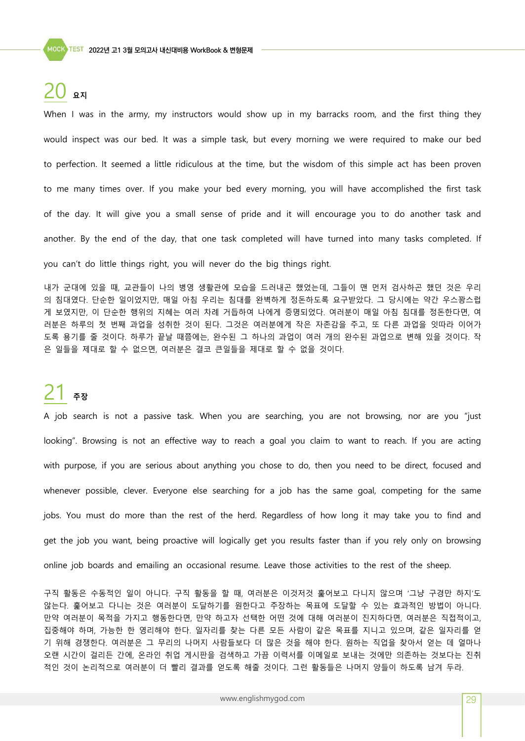## 20 요지

When I was in the army, my instructors would show up in my barracks room, and the first thing they would inspect was our bed. It was a simple task, but every morning we were required to make our bed to perfection. It seemed a little ridiculous at the time, but the wisdom of this simple act has been proven to me many times over. If you make your bed every morning, you will have accomplished the first task of the day. It will give you a small sense of pride and it will encourage you to do another task and another. By the end of the day, that one task completed will have turned into many tasks completed. If you can't do little things right, you will never do the big things right.

내가 군대에 있을 때, 교관들이 나의 병영 생활관에 모습을 드러내곤 했었는데, 그들이 맨 먼저 검사하곤 했던 것은 우리의 침대였다. 단순한 일이었지만, 매일 아침 우리는 침대를 완벽하게 정돈하도록 요구받았다. 그 당시에는 약간 우스꽝스럽게 보였지만, 이 단순한 행위의 지혜는 여러 차례 거듭하여 나에게 증명되었다. 여러분이 매일 아침 침대를 정돈한다면, 여러분은 하루의 첫 번째 과업을 성취한 것이 된다. 그것은 여러분에게 작은 자존감을 주고, 또 다른 과업을 잇따라 이어가도록 용기를 줄 것이다. 하루가 끝날 때쯤에는, 완수된 그 하나의 과업이 여러 개의 완수된 과업으로 변해 있을 것이다. 작은 일들을 제대로 할 수 없으면, 여러분은 결코 큰일들을 제대로 할 수 없을 것이다.

## 21 주장

A job search is not a passive task. When you are searching, you are not browsing, nor are you "just looking". Browsing is not an effective way to reach a goal you claim to want to reach. If you are acting with purpose, if you are serious about anything you chose to do, then you need to be direct, focused and whenever possible, clever. Everyone else searching for a job has the same goal, competing for the same jobs. You must do more than the rest of the herd. Regardless of how long it may take you to find and get the job you want, being proactive will logically get you results faster than if you rely only on browsing online job boards and emailing an occasional resume. Leave those activities to the rest of the sheep.

구직 활동은 수동적인 일이 아니다. 구직 활동을 할 때, 여러분은 이것저것 훑어보고 다니지 않으며 '그냥 구경만 하지'도 않는다. 훑어보고 다니는 것은 여러분이 도달하기를 원한다고 주장하는 목표에 도달할 수 있는 효과적인 방법이 아니다. 만약 여러분이 목적을 가지고 행동한다면, 만약 하고자 선택한 어떤 것에 대해 여러분이 진지하다면, 여러분은 직접적이고, 집중해야 하며, 가능한 한 영리해야 한다. 일자리를 찾는 다른 모든 사람이 같은 목표를 지니고 있으며, 같은 일자리를 얻기 위해 경쟁한다. 여러분은 그 무리의 나머지 사람들보다 더 많은 것을 해야 한다. 원하는 직업을 찾아서 얻는 데 얼마나 오랜 시간이 걸리든 간에, 온라인 취업 게시판을 검색하고 가끔 이력서를 이메일로 보내는 것에만 의존하는 것보다는 진취적인 것이 논리적으로 여러분이 더 빨리 결과를 얻도록 해줄 것이다. 그런 활동들은 나머지 양들이 하도록 남겨 두라.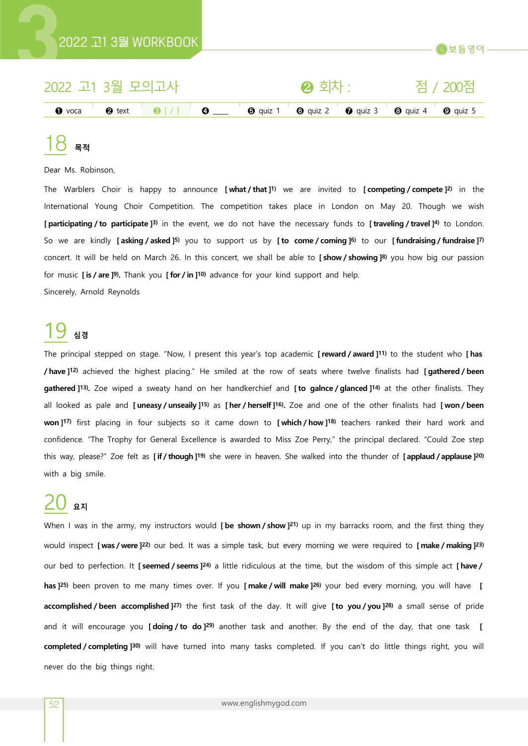## 2022 고1 3월 모의고사

❷ 회차 : 점 / 200점

❶ voca ❷ text ❸ [ / ] ❹ ____ ❺ quiz 1 ❻ quiz 2 ❼ quiz 3 ❽ quiz 4 ❾ quiz 5

## 18 목적

Dear Ms. Robinson,

The Warblers Choir is happy to announce **[ what / that ]**1) we are invited to **[ competing / compete ]**2) in the International Young Choir Competition. The competition takes place in London on May 20. Though we wish **[ participating / to participate ]**3) in the event, we do not have the necessary funds to **[ traveling / travel ]**4) to London. So we are kindly **[ asking / asked ]**5) you to support us by **[ to come / coming ]**6) to our **[ fundraising / fundraise ]**7) concert. It will be held on March 26. In this concert, we shall be able to **[ show / showing ]**8) you how big our passion for music **[ is / are ]**9). Thank you **[ for / in ]**10) advance for your kind support and help.

Sincerely, Arnold Reynolds

## 19 심경

The principal stepped on stage. "Now, I present this year's top academic **[ reward / award ]**11) to the student who **[ has / have ]**12) achieved the highest placing." He smiled at the row of seats where twelve finalists had **[ gathered / been gathered ]**13). Zoe wiped a sweaty hand on her handkerchief and **[ to galnce / glanced ]**14) at the other finalists. They all looked as pale and **[ uneasy / unseaily ]**15) as **[ her / herself ]**16). Zoe and one of the other finalists had **[ won / been won ]**17) first placing in four subjects so it came down to **[ which / how ]**18) teachers ranked their hard work and confidence. "The Trophy for General Excellence is awarded to Miss Zoe Perry," the principal declared. "Could Zoe step this way, please?" Zoe felt as **[ if / though ]**19) she were in heaven. She walked into the thunder of **[ applaud / applause ]**20) with a big smile.

## 20 요지

When I was in the army, my instructors would **[ be shown / show ]**21) up in my barracks room, and the first thing they would inspect **[ was / were ]**22) our bed. It was a simple task, but every morning we were required to **[ make / making ]**23) our bed to perfection. It **[ seemed / seems ]**24) a little ridiculous at the time, but the wisdom of this simple act **[ have / has ]**25) been proven to me many times over. If you **[ make / will make ]**26) your bed every morning, you will have **[ accomplished / been accomplished ]**27) the first task of the day. It will give **[ to you / you ]**28) a small sense of pride and it will encourage you **[ doing / to do ]**29) another task and another. By the end of the day, that one task **[ completed / completing ]**30) will have turned into many tasks completed. If you can't do little things right, you will never do the big things right.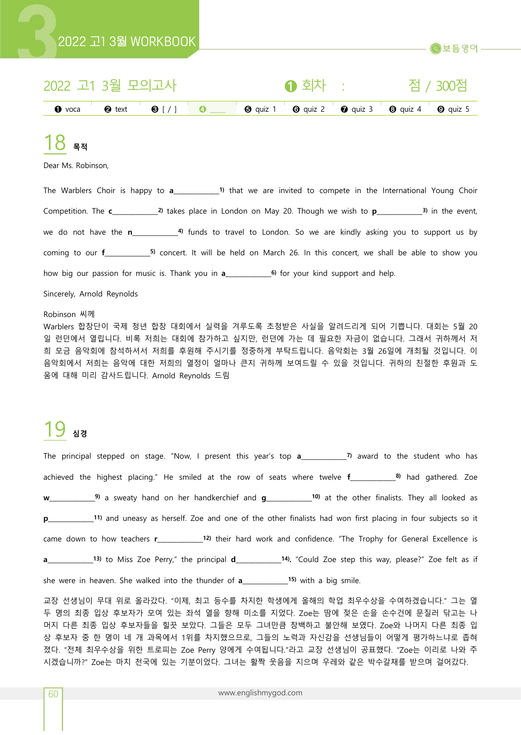## 2022 고1 3월 모의고사 ❶ 회차 : 점 / 300점

| ❶ voca | ❷ text | ❸ [ / ] | ❹ ___ | ❺ quiz 1 | ❻ quiz 2 | ❼ quiz 3 | ❽ quiz 4 | ❾ quiz 5 |
|---|---|---|---|---|---|---|---|---|

## 18 목적

Dear Ms. Robinson,

The Warblers Choir is happy to **a**___________1) that we are invited to compete in the International Young Choir Competition. The **c**___________2) takes place in London on May 20. Though we wish to **p**___________3) in the event, we do not have the **n**___________4) funds to travel to London. So we are kindly asking you to support us by coming to our **f**___________5) concert. It will be held on March 26. In this concert, we shall be able to show you how big our passion for music is. Thank you in **a**___________6) for your kind support and help.

Sincerely, Arnold Reynolds

Robinson 씨께
Warblers 합창단이 국제 청년 합창 대회에서 실력을 겨루도록 초청받은 사실을 알려드리게 되어 기쁩니다. 대회는 5월 20일 런던에서 열립니다. 비록 저희는 대회에 참가하고 싶지만, 런던에 가는 데 필요한 자금이 없습니다. 그래서 귀하께서 저희 모금 음악회에 참석하셔서 저희를 후원해 주시기를 정중하게 부탁드립니다. 음악회는 3월 26일에 개최될 것입니다. 이 음악회에서 저희는 음악에 대한 저희의 열정이 얼마나 큰지 귀하께 보여드릴 수 있을 것입니다. 귀하의 친절한 후원과 도움에 대해 미리 감사드립니다. Arnold Reynolds 드림

## 19 심경

The principal stepped on stage. "Now, I present this year's top **a**___________7) award to the student who has achieved the highest placing." He smiled at the row of seats where twelve **f**___________8) had gathered. Zoe **w**___________9) a sweaty hand on her handkerchief and **g**___________10) at the other finalists. They all looked as **p**___________11) and uneasy as herself. Zoe and one of the other finalists had won first placing in four subjects so it came down to how teachers **r**___________12) their hard work and confidence. "The Trophy for General Excellence is **a**___________13) to Miss Zoe Perry," the principal **d**___________14). "Could Zoe step this way, please?" Zoe felt as if she were in heaven. She walked into the thunder of **a**___________15) with a big smile.

교장 선생님이 무대 위로 올라갔다. "이제, 최고 등수를 차지한 학생에게 올해의 학업 최우수상을 수여하겠습니다." 그는 열두 명의 최종 입상 후보자가 모여 있는 좌석 열을 향해 미소를 지었다. Zoe는 땀에 젖은 손을 손수건에 문질러 닦고는 나머지 다른 최종 입상 후보자들을 힐끗 보았다. 그들은 모두 그녀만큼 창백하고 불안해 보였다. Zoe와 나머지 다른 최종 입상 후보자 중 한 명이 네 개 과목에서 1위를 차지했으므로, 그들의 노력과 자신감을 선생님들이 어떻게 평가하느냐로 좁혀졌다. "전체 최우수상을 위한 트로피는 Zoe Perry 양에게 수여됩니다."라고 교장 선생님이 공표했다. "Zoe는 이리로 나와 주시겠습니까?" Zoe는 마치 천국에 있는 기분이었다. 그녀는 활짝 웃음을 지으며 우레와 같은 박수갈채를 받으며 걸어갔다.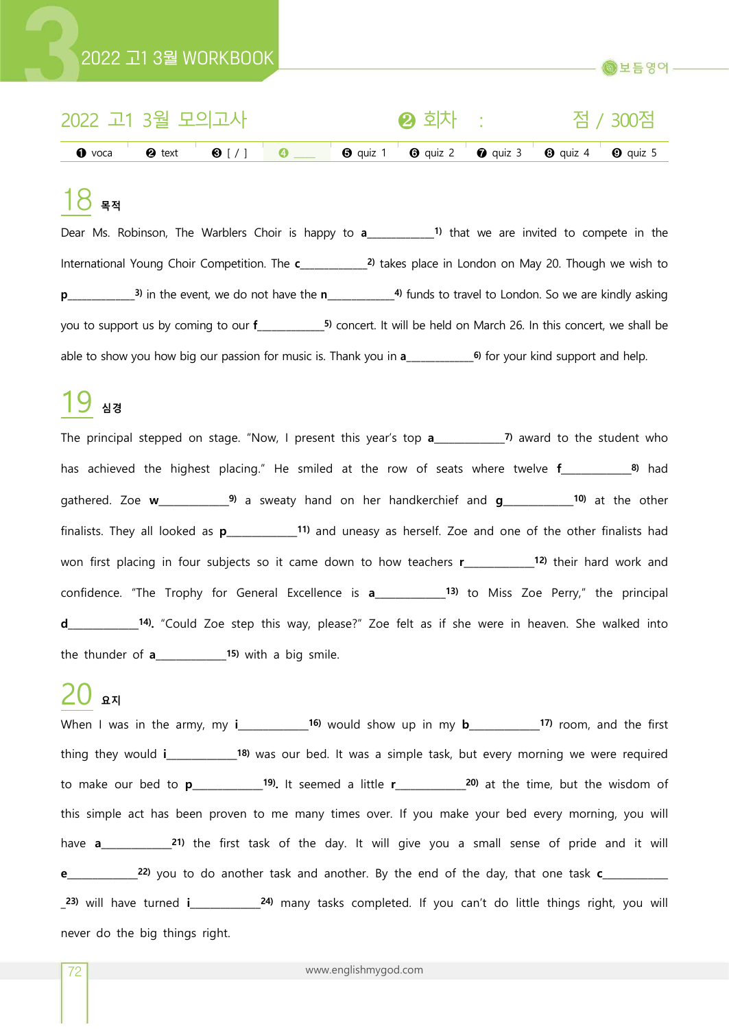## 2022 고1 3월 모의고사 ❷ 회차 : 점 / 300점

| ❶ voca | ❷ text | ❸ [ / ] | ❹ ____ | ❺ quiz 1 | ❻ quiz 2 | ❼ quiz 3 | ❽ quiz 4 | ❾ quiz 5 |
|---|---|---|---|---|---|---|---|---|

## 18 목적

Dear Ms. Robinson, The Warblers Choir is happy to **a**___________1) that we are invited to compete in the International Young Choir Competition. The **c**___________2) takes place in London on May 20. Though we wish to **p**___________3) in the event, we do not have the **n**___________4) funds to travel to London. So we are kindly asking you to support us by coming to our **f**___________5) concert. It will be held on March 26. In this concert, we shall be able to show you how big our passion for music is. Thank you in **a**___________6) for your kind support and help.

## 19 심경

The principal stepped on stage. "Now, I present this year's top **a**___________7) award to the student who has achieved the highest placing." He smiled at the row of seats where twelve **f**___________8) had gathered. Zoe **w**___________9) a sweaty hand on her handkerchief and **g**___________10) at the other finalists. They all looked as **p**___________11) and uneasy as herself. Zoe and one of the other finalists had won first placing in four subjects so it came down to how teachers **r**___________12) their hard work and confidence. "The Trophy for General Excellence is **a**___________13) to Miss Zoe Perry," the principal **d**___________14). "Could Zoe step this way, please?" Zoe felt as if she were in heaven. She walked into the thunder of **a**___________15) with a big smile.

## 20 요지

When I was in the army, my **i**___________16) would show up in my **b**___________17) room, and the first thing they would **i**___________18) was our bed. It was a simple task, but every morning we were required to make our bed to **p**___________19). It seemed a little **r**___________20) at the time, but the wisdom of this simple act has been proven to me many times over. If you make your bed every morning, you will have **a**___________21) the first task of the day. It will give you a small sense of pride and it will **e**___________22) you to do another task and another. By the end of the day, that one task **c**___________23) will have turned **i**___________24) many tasks completed. If you can't do little things right, you will never do the big things right.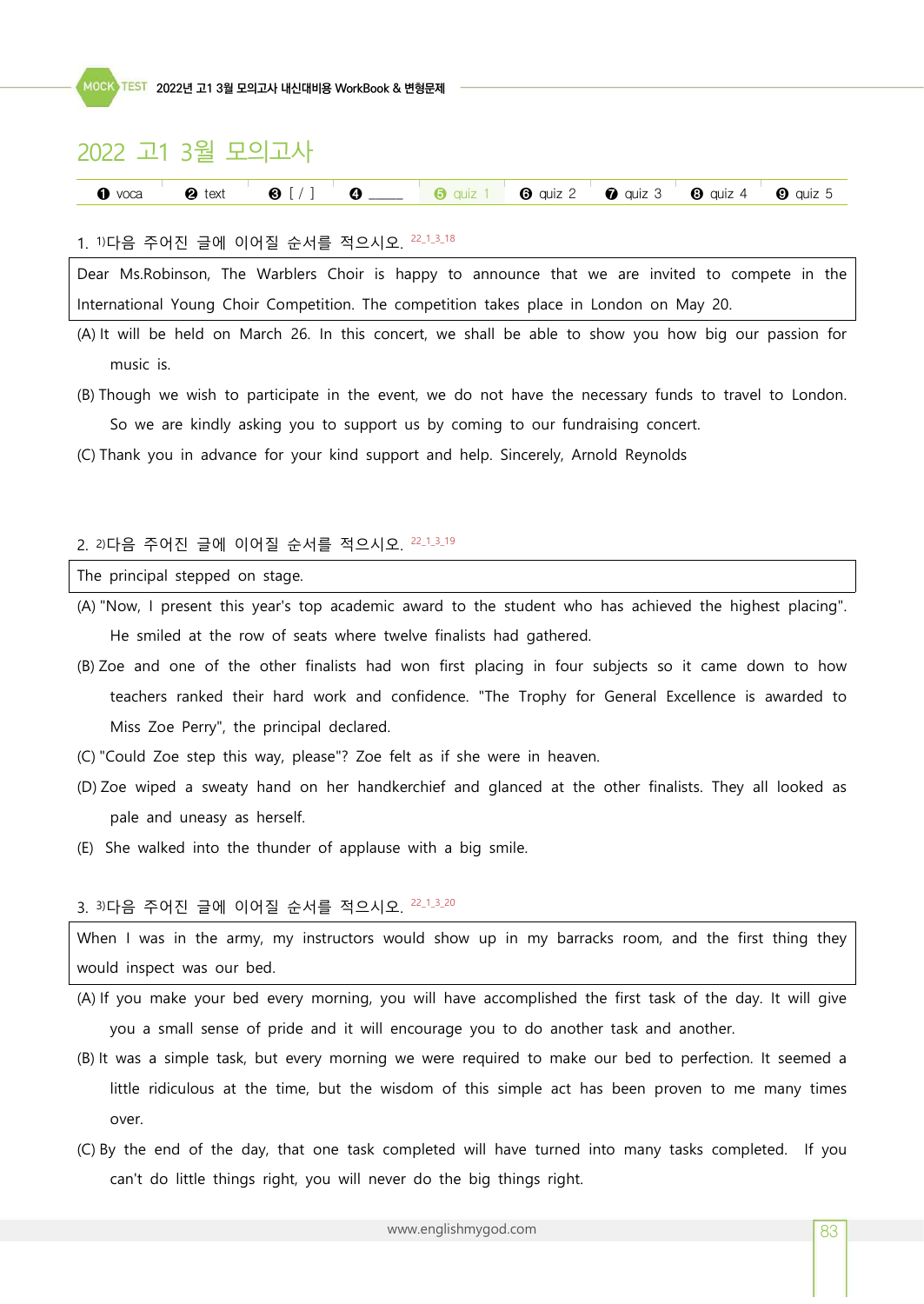## 2022 고1 3월 모의고사

| ❶ voca | ❷ text | ❸ [ / ] | ❹ ____ | ❺ quiz 1 | ❻ quiz 2 | ❼ quiz 3 | ❽ quiz 4 | ❾ quiz 5 |
|---|---|---|---|---|---|---|---|---|

1. 1)다음 주어진 글에 이어질 순서를 적으시오. 22_1_3_18

| Dear Ms.Robinson, The Warblers Choir is happy to announce that we are invited to compete in the International Young Choir Competition. The competition takes place in London on May 20. |
|---|

(A) It will be held on March 26. In this concert, we shall be able to show you how big our passion for music is.

(B) Though we wish to participate in the event, we do not have the necessary funds to travel to London. So we are kindly asking you to support us by coming to our fundraising concert.

(C) Thank you in advance for your kind support and help. Sincerely, Arnold Reynolds

2. 2)다음 주어진 글에 이어질 순서를 적으시오. 22_1_3_19

| The principal stepped on stage. |
|---|

(A) "Now, I present this year's top academic award to the student who has achieved the highest placing". He smiled at the row of seats where twelve finalists had gathered.

(B) Zoe and one of the other finalists had won first placing in four subjects so it came down to how teachers ranked their hard work and confidence. "The Trophy for General Excellence is awarded to Miss Zoe Perry", the principal declared.

(C) "Could Zoe step this way, please"? Zoe felt as if she were in heaven.

(D) Zoe wiped a sweaty hand on her handkerchief and glanced at the other finalists. They all looked as pale and uneasy as herself.

(E) She walked into the thunder of applause with a big smile.

3. 3)다음 주어진 글에 이어질 순서를 적으시오. 22_1_3_20

| When I was in the army, my instructors would show up in my barracks room, and the first thing they would inspect was our bed. |
|---|

(A) If you make your bed every morning, you will have accomplished the first task of the day. It will give you a small sense of pride and it will encourage you to do another task and another.

(B) It was a simple task, but every morning we were required to make our bed to perfection. It seemed a little ridiculous at the time, but the wisdom of this simple act has been proven to me many times over.

(C) By the end of the day, that one task completed will have turned into many tasks completed. If you can't do little things right, you will never do the big things right.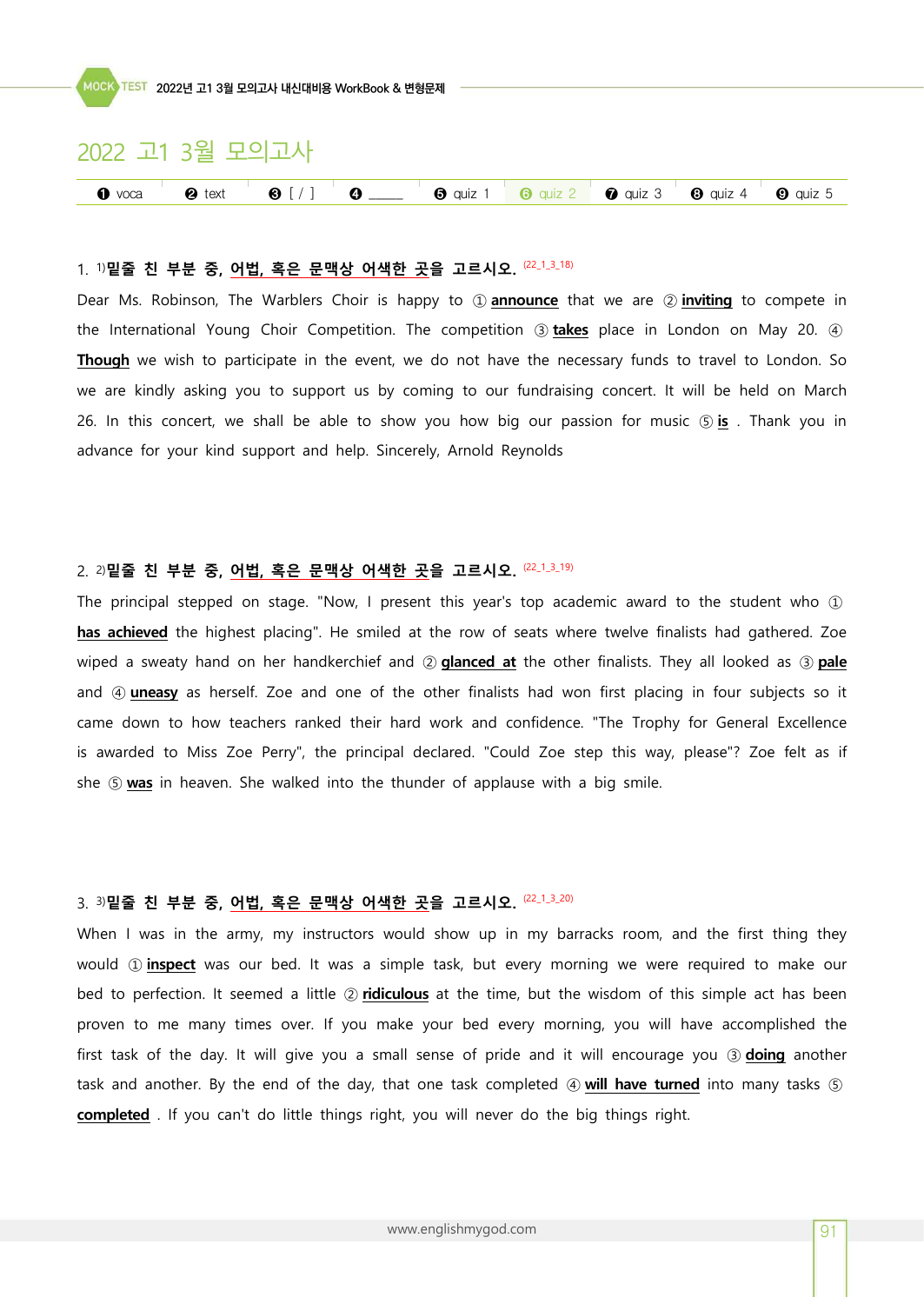# 2022 고1 3월 모의고사

❶ voca ❷ text ❸ [ / ] ❹ _____ ❺ quiz 1 ❻ quiz 2 ❼ quiz 3 ❽ quiz 4 ❾ quiz 5

1. [1]**밑줄 친 부분 중, 어법, 혹은 문맥상 어색한 곳을 고르시오.** (22_1_3_18)

Dear Ms. Robinson, The Warblers Choir is happy to ① **announce** that we are ② **inviting** to compete in the International Young Choir Competition. The competition ③ **takes** place in London on May 20. ④ **Though** we wish to participate in the event, we do not have the necessary funds to travel to London. So we are kindly asking you to support us by coming to our fundraising concert. It will be held on March 26. In this concert, we shall be able to show you how big our passion for music ⑤ **is** . Thank you in advance for your kind support and help. Sincerely, Arnold Reynolds

2. [2]**밑줄 친 부분 중, 어법, 혹은 문맥상 어색한 곳을 고르시오.** (22_1_3_19)

The principal stepped on stage. "Now, I present this year's top academic award to the student who ① **has achieved** the highest placing". He smiled at the row of seats where twelve finalists had gathered. Zoe wiped a sweaty hand on her handkerchief and ② **glanced at** the other finalists. They all looked as ③ **pale** and ④ **uneasy** as herself. Zoe and one of the other finalists had won first placing in four subjects so it came down to how teachers ranked their hard work and confidence. "The Trophy for General Excellence is awarded to Miss Zoe Perry", the principal declared. "Could Zoe step this way, please"? Zoe felt as if she ⑤ **was** in heaven. She walked into the thunder of applause with a big smile.

3. [3]**밑줄 친 부분 중, 어법, 혹은 문맥상 어색한 곳을 고르시오.** (22_1_3_20)

When I was in the army, my instructors would show up in my barracks room, and the first thing they would ① **inspect** was our bed. It was a simple task, but every morning we were required to make our bed to perfection. It seemed a little ② **ridiculous** at the time, but the wisdom of this simple act has been proven to me many times over. If you make your bed every morning, you will have accomplished the first task of the day. It will give you a small sense of pride and it will encourage you ③ **doing** another task and another. By the end of the day, that one task completed ④ **will have turned** into many tasks ⑤ **completed** . If you can't do little things right, you will never do the big things right.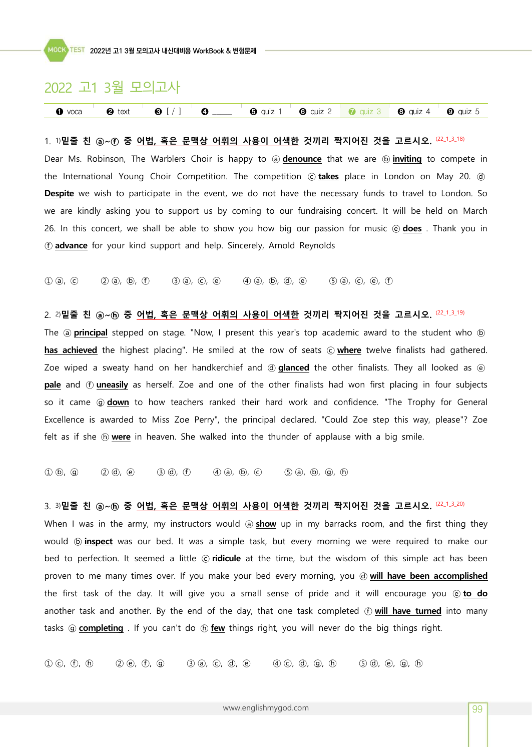# 2022 고1 3월 모의고사

| ❶ voca | ❷ text | ❸ [ / ] | ❹ ______ | ❺ quiz 1 | ❻ quiz 2 | ❼ quiz 3 | ❽ quiz 4 | ❾ quiz 5 |
|---|---|---|---|---|---|---|---|---|

1. 1)**밑줄 친 ⓐ~ⓕ 중 어법, 혹은 문맥상 어휘의 사용이 어색한 것끼리 짝지어진 것을 고르시오.** (22_1_3_18)

Dear Ms. Robinson, The Warblers Choir is happy to ⓐ **denounce** that we are ⓑ **inviting** to compete in the International Young Choir Competition. The competition ⓒ **takes** place in London on May 20. ⓓ **Despite** we wish to participate in the event, we do not have the necessary funds to travel to London. So we are kindly asking you to support us by coming to our fundraising concert. It will be held on March 26. In this concert, we shall be able to show you how big our passion for music ⓔ **does** . Thank you in ⓕ **advance** for your kind support and help. Sincerely, Arnold Reynolds

① ⓐ, ⓒ　② ⓐ, ⓑ, ⓕ　③ ⓐ, ⓒ, ⓔ　④ ⓐ, ⓑ, ⓓ, ⓔ　⑤ ⓐ, ⓒ, ⓔ, ⓕ

2. 2)**밑줄 친 ⓐ~ⓗ 중 어법, 혹은 문맥상 어휘의 사용이 어색한 것끼리 짝지어진 것을 고르시오.** (22_1_3_19)

The ⓐ **principal** stepped on stage. "Now, I present this year's top academic award to the student who ⓑ **has achieved** the highest placing". He smiled at the row of seats ⓒ **where** twelve finalists had gathered. Zoe wiped a sweaty hand on her handkerchief and ⓓ **glanced** the other finalists. They all looked as ⓔ **pale** and ⓕ **uneasily** as herself. Zoe and one of the other finalists had won first placing in four subjects so it came ⓖ **down** to how teachers ranked their hard work and confidence. "The Trophy for General Excellence is awarded to Miss Zoe Perry", the principal declared. "Could Zoe step this way, please"? Zoe felt as if she ⓗ **were** in heaven. She walked into the thunder of applause with a big smile.

① ⓑ, ⓖ　② ⓓ, ⓔ　③ ⓓ, ⓕ　④ ⓐ, ⓑ, ⓒ　⑤ ⓐ, ⓑ, ⓖ, ⓗ

3. 3)**밑줄 친 ⓐ~ⓗ 중 어법, 혹은 문맥상 어휘의 사용이 어색한 것끼리 짝지어진 것을 고르시오.** (22_1_3_20)

When I was in the army, my instructors would ⓐ **show** up in my barracks room, and the first thing they would ⓑ **inspect** was our bed. It was a simple task, but every morning we were required to make our bed to perfection. It seemed a little ⓒ **ridicule** at the time, but the wisdom of this simple act has been proven to me many times over. If you make your bed every morning, you ⓓ **will have been accomplished** the first task of the day. It will give you a small sense of pride and it will encourage you ⓔ **to do** another task and another. By the end of the day, that one task completed ⓕ **will have turned** into many tasks ⓖ **completing** . If you can't do ⓗ **few** things right, you will never do the big things right.

① ⓒ, ⓕ, ⓗ　② ⓔ, ⓕ, ⓖ　③ ⓐ, ⓒ, ⓓ, ⓔ　④ ⓒ, ⓓ, ⓖ, ⓗ　⑤ ⓓ, ⓔ, ⓖ, ⓗ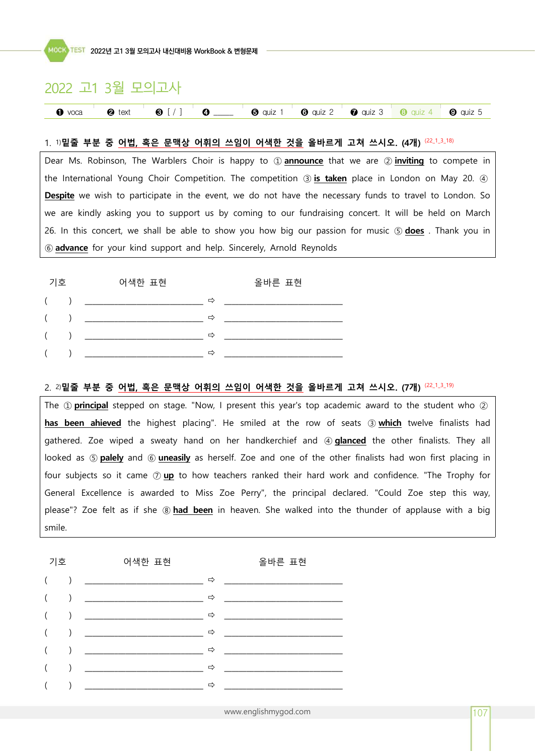# 2022 고1 3월 모의고사

| ❶ voca | ❷ text | ❸ [ / ] | ❹ _____ | ❺ quiz 1 | ❻ quiz 2 | ❼ quiz 3 | ❽ quiz 4 | ❾ quiz 5 |
|---|---|---|---|---|---|---|---|---|

1. 1)**밑줄 부분 중 어법, 혹은 문맥상 어휘의 쓰임이 어색한 것을 올바르게 고쳐 쓰시오. (4개)** (22_1_3_18)

Dear Ms. Robinson, The Warblers Choir is happy to ① **announce** that we are ② **inviting** to compete in the International Young Choir Competition. The competition ③ **is taken** place in London on May 20. ④ **Despite** we wish to participate in the event, we do not have the necessary funds to travel to London. So we are kindly asking you to support us by coming to our fundraising concert. It will be held on March 26. In this concert, we shall be able to show you how big our passion for music ⑤ **does** . Thank you in ⑥ **advance** for your kind support and help. Sincerely, Arnold Reynolds

| 기호 | 어색한 표현 | | 올바른 표현 |
|---|---|---|---|
| (　　) | ______________ | ⇨ | ______________ |
| (　　) | ______________ | ⇨ | ______________ |
| (　　) | ______________ | ⇨ | ______________ |
| (　　) | ______________ | ⇨ | ______________ |

2. 2)**밑줄 부분 중 어법, 혹은 문맥상 어휘의 쓰임이 어색한 것을 올바르게 고쳐 쓰시오. (7개)** (22_1_3_19)

The ① **principal** stepped on stage. "Now, I present this year's top academic award to the student who ② **has been ahieved** the highest placing". He smiled at the row of seats ③ **which** twelve finalists had gathered. Zoe wiped a sweaty hand on her handkerchief and ④ **glanced** the other finalists. They all looked as ⑤ **palely** and ⑥ **uneasily** as herself. Zoe and one of the other finalists had won first placing in four subjects so it came ⑦ **up** to how teachers ranked their hard work and confidence. "The Trophy for General Excellence is awarded to Miss Zoe Perry", the principal declared. "Could Zoe step this way, please"? Zoe felt as if she ⑧ **had been** in heaven. She walked into the thunder of applause with a big smile.

| 기호 | 어색한 표현 | | 올바른 표현 |
|---|---|---|---|
| (　　) | ______________ | ⇨ | ______________ |
| (　　) | ______________ | ⇨ | ______________ |
| (　　) | ______________ | ⇨ | ______________ |
| (　　) | ______________ | ⇨ | ______________ |
| (　　) | ______________ | ⇨ | ______________ |
| (　　) | ______________ | ⇨ | ______________ |
| (　　) | ______________ | ⇨ | ______________ |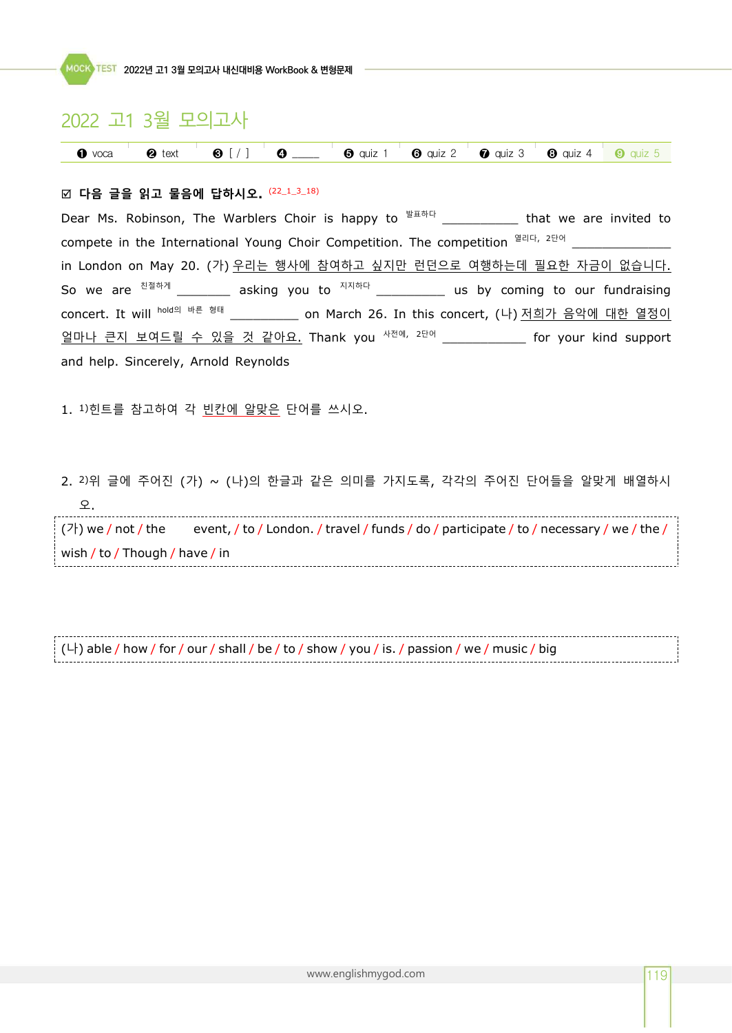## 2022 고1 3월 모의고사

❶ voca ❷ text ❸ [ / ] ❹ _____ ❺ quiz 1 ❻ quiz 2 ❼ quiz 3 ❽ quiz 4 ❾ quiz 5

☑ **다음 글을 읽고 물음에 답하시오.** (22_1_3_18)

Dear Ms. Robinson, The Warblers Choir is happy to 발표하다 ___________ that we are invited to compete in the International Young Choir Competition. The competition 열리다, 2단어 _____________ in London on May 20. (가) 우리는 행사에 참여하고 싶지만 런던으로 여행하는데 필요한 자금이 없습니다. So we are 친절하게 ________ asking you to 지지하다 __________ us by coming to our fundraising concert. It will hold의 바른 형태 __________ on March 26. In this concert, (나) 저희가 음악에 대한 열정이 얼마나 큰지 보여드릴 수 있을 것 같아요. Thank you 사전에, 2단어 ____________ for your kind support and help. Sincerely, Arnold Reynolds

1. 1)힌트를 참고하여 각 빈칸에 알맞은 단어를 쓰시오.

2. 2)위 글에 주어진 (가) ~ (나)의 한글과 같은 의미를 가지도록, 각각의 주어진 단어들을 알맞게 배열하시오.

(가) we / not / the event, / to / London. / travel / funds / do / participate / to / necessary / we / the / wish / to / Though / have / in

(나) able / how / for / our / shall / be / to / show / you / is. / passion / we / music / big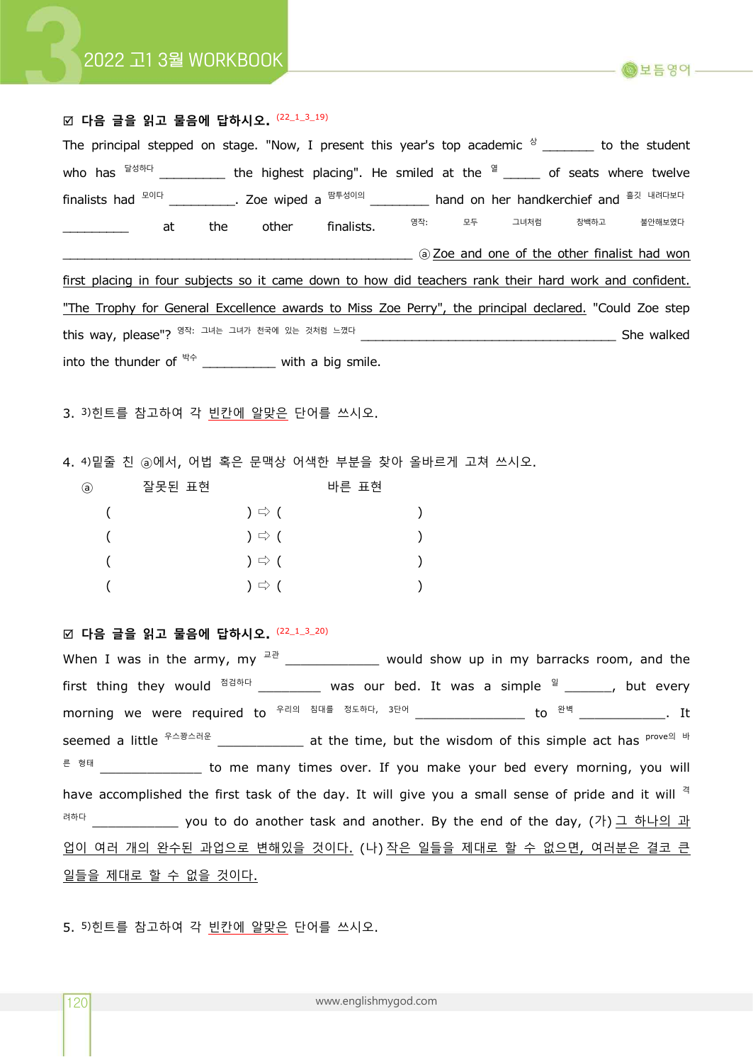☑ **다음 글을 읽고 물음에 답하시오.** (22_1_3_19)

The principal stepped on stage. "Now, I present this year's top academic 상 _______ to the student who has 달성하다 _________ the highest placing". He smiled at the 열 _____ of seats where twelve finalists had 모이다 _________. Zoe wiped a 땀투성이의 ________ hand on her handkerchief and 흘깃 내려다보다 _________ at the other finalists. 영작: 모두 그녀처럼 창백하고 불안해보였다 ________________________________________________ ⓐ Zoe and one of the other finalist had won first placing in four subjects so it came down to how did teachers rank their hard work and confident. "The Trophy for General Excellence awards to Miss Zoe Perry", the principal declared. "Could Zoe step this way, please"? 영작: 그녀는 그녀가 천국에 있는 것처럼 느꼈다 ___________________________________ She walked into the thunder of 박수 __________ with a big smile.

3. 3)힌트를 참고하여 각 빈칸에 알맞은 단어를 쓰시오.

4. 4)밑줄 친 ⓐ에서, 어법 혹은 문맥상 어색한 부분을 찾아 올바르게 고쳐 쓰시오.

ⓐ 잘못된 표현 바른 표현

( ) ⇨ ( )
( ) ⇨ ( )
( ) ⇨ ( )
( ) ⇨ ( )

☑ **다음 글을 읽고 물음에 답하시오.** (22_1_3_20)

When I was in the army, my 교관 ____________ would show up in my barracks room, and the first thing they would 점검하다 _________ was our bed. It was a simple 일 _______, but every morning we were required to 우리의 침대를 정도하다, 3단어 _______________ to 완벽 ____________. It seemed a little 우스꽝스러운 ____________ at the time, but the wisdom of this simple act has prove의 바른 형태 ______________ to me many times over. If you make your bed every morning, you will have accomplished the first task of the day. It will give you a small sense of pride and it will 격려하다 ____________ you to do another task and another. By the end of the day, (가) 그 하나의 과업이 여러 개의 완수된 과업으로 변해있을 것이다. (나) 작은 일들을 제대로 할 수 없으면, 여러분은 결코 큰 일들을 제대로 할 수 없을 것이다.

5. 5)힌트를 참고하여 각 빈칸에 알맞은 단어를 쓰시오.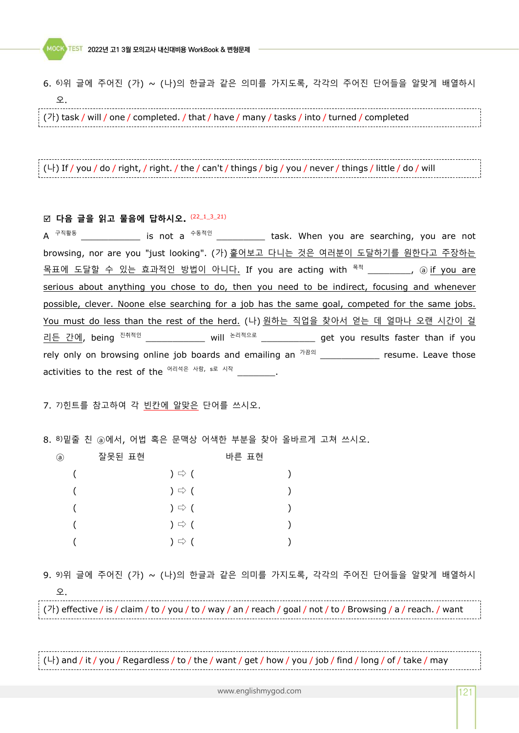6. 6)위 글에 주어진 (가) ~ (나)의 한글과 같은 의미를 가지도록, 각각의 주어진 단어들을 알맞게 배열하시오.

(가) task / will / one / completed. / that / have / many / tasks / into / turned / completed

(나) If / you / do / right, / right. / the / can't / things / big / you / never / things / little / do / will

☑ **다음 글을 읽고 물음에 답하시오.** (22_1_3_21)

A 구직활동 ___________ is not a 수동적인 _________ task. When you are searching, you are not browsing, nor are you "just looking". (가) 훑어보고 다니는 것은 여러분이 도달하기를 원한다고 주장하는 목표에 도달할 수 있는 효과적인 방법이 아니다. If you are acting with 목적 _________, ⓐ if you are serious about anything you chose to do, then you need to be indirect, focusing and whenever possible, clever. Noone else searching for a job has the same goal, competed for the same jobs. You must do less than the rest of the herd. (나) 원하는 직업을 찾아서 얻는 데 얼마나 오랜 시간이 걸리든 간에, being 진취적인 ___________ will 논리적으로 ___________ get you results faster than if you rely only on browsing online job boards and emailing an 가끔의 ___________ resume. Leave those activities to the rest of the 어리석은 사람, s로 시작 _______.

7. 7)힌트를 참고하여 각 빈칸에 알맞은 단어를 쓰시오.

8. 8)밑줄 친 ⓐ에서, 어법 혹은 문맥상 어색한 부분을 찾아 올바르게 고쳐 쓰시오.

ⓐ 잘못된 표현 바른 표현

( ) ⇨ ( )

( ) ⇨ ( )

( ) ⇨ ( )

( ) ⇨ ( )

( ) ⇨ ( )

9. 9)위 글에 주어진 (가) ~ (나)의 한글과 같은 의미를 가지도록, 각각의 주어진 단어들을 알맞게 배열하시오.

(가) effective / is / claim / to / you / to / way / an / reach / goal / not / to / Browsing / a / reach. / want

(나) and / it / you / Regardless / to / the / want / get / how / you / job / find / long / of / take / may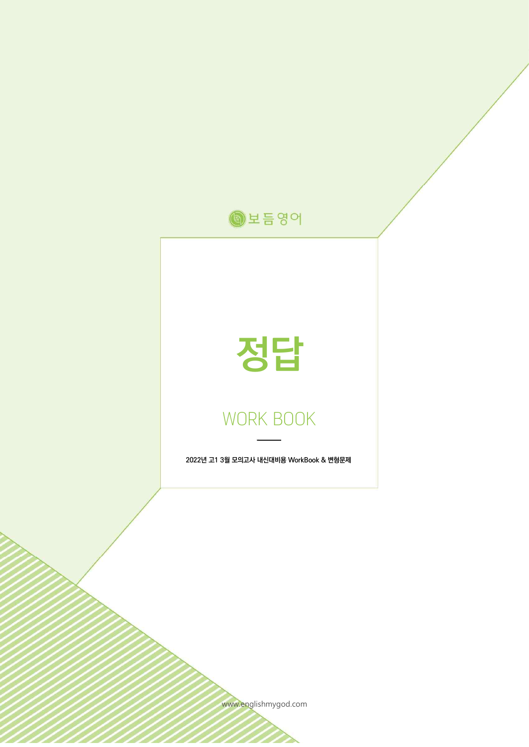보듬영어

# 정답

## WORK BOOK

2022년 고1 3월 모의고사 내신대비용 WorkBook & 변형문제

www.englishmygod.com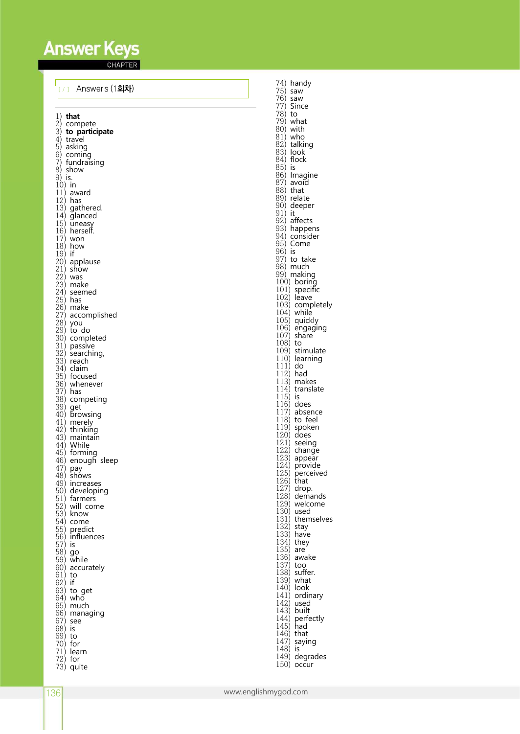# Answer Keys

CHAPTER

[ / ] Answers (1회차)

1) **that**
2) compete
3) **to participate**
4) travel
5) asking
6) coming
7) fundraising
8) show
9) is.
10) in
11) award
12) has
13) gathered.
14) glanced
15) uneasy
16) herself.
17) won
18) how
19) if
20) applause
21) show
22) was
23) make
24) seemed
25) has
26) make
27) accomplished
28) you
29) to do
30) completed
31) passive
32) searching,
33) reach
34) claim
35) focused
36) whenever
37) has
38) competing
39) get
40) browsing
41) merely
42) thinking
43) maintain
44) While
45) forming
46) enough sleep
47) pay
48) shows
49) increases
50) developing
51) farmers
52) will come
53) know
54) come
55) predict
56) influences
57) is
58) go
59) while
60) accurately
61) to
62) if
63) to get
64) who
65) much
66) managing
67) see
68) is
69) to
70) for
71) learn
72) for
73) quite
74) handy
75) saw
76) saw
77) Since
78) to
79) what
80) with
81) who
82) talking
83) look
84) flock
85) is
86) Imagine
87) avoid
88) that
89) relate
90) deeper
91) it
92) affects
93) happens
94) consider
95) Come
96) is
97) to take
98) much
99) making
100) boring
101) specific
102) leave
103) completely
104) while
105) quickly
106) engaging
107) share
108) to
109) stimulate
110) learning
111) do
112) had
113) makes
114) translate
115) is
116) does
117) absence
118) to feel
119) spoken
120) does
121) seeing
122) change
123) appear
124) provide
125) perceived
126) that
127) drop.
128) demands
129) welcome
130) used
131) themselves
132) stay
133) have
134) they
135) are
136) awake
137) too
138) suffer.
139) what
140) look
141) ordinary
142) used
143) built
144) perfectly
145) had
146) that
147) saying
148) is
149) degrades
150) occur

www.englishmygod.com